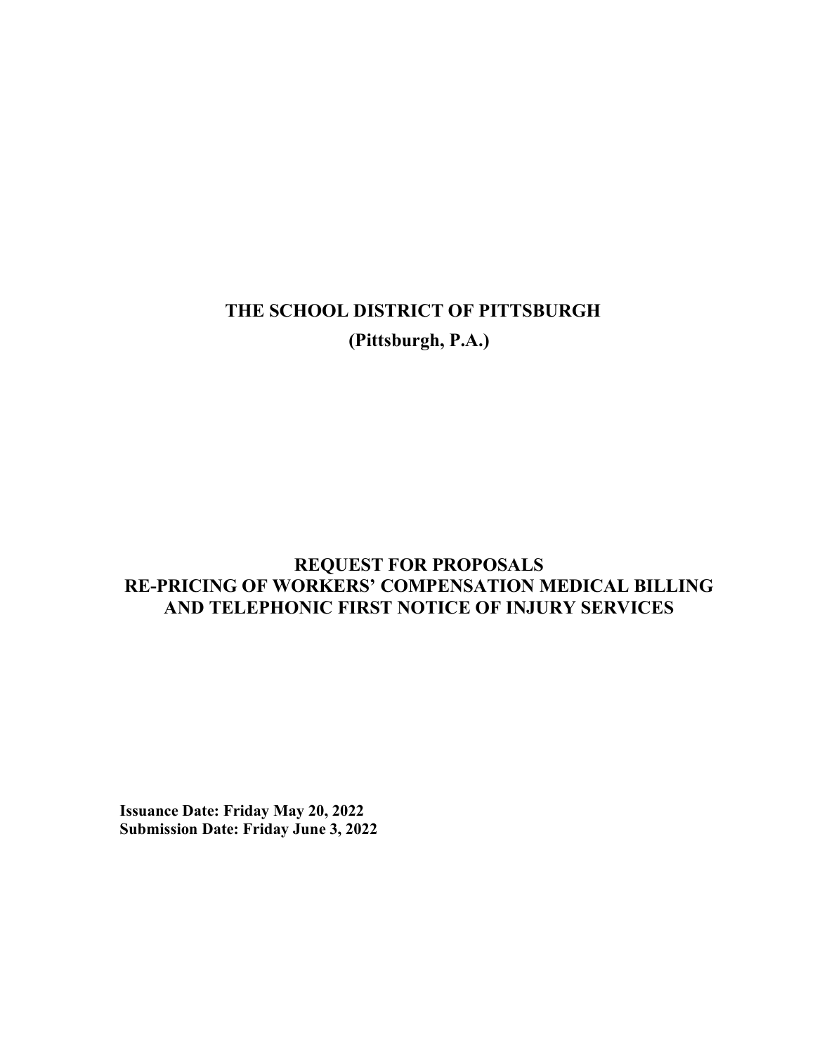# THE SCHOOL DISTRICT OF PITTSBURGH

**(Pittsburgh, P.A.)**

## REQUEST FOR PROPOSALS
## RE-PRICING OF WORKERS' COMPENSATION MEDICAL BILLING AND TELEPHONIC FIRST NOTICE OF INJURY SERVICES

**Issuance Date: Friday May 20, 2022**
**Submission Date: Friday June 3, 2022**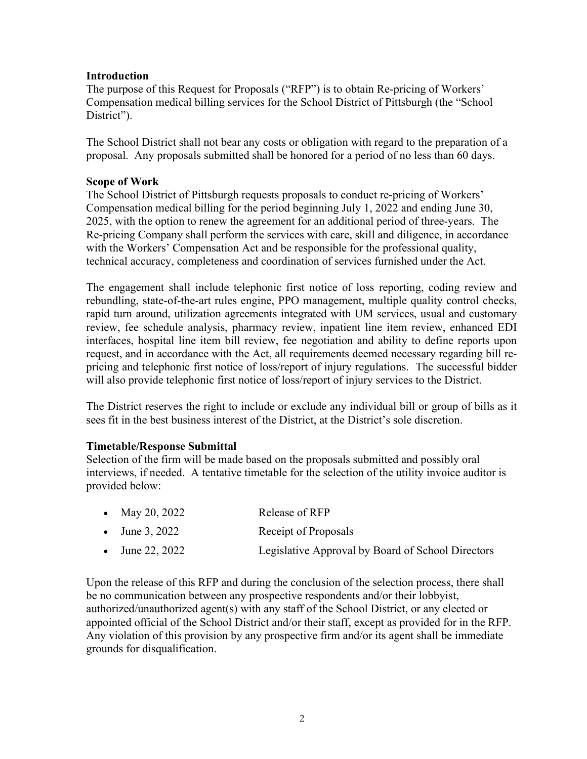## Introduction

The purpose of this Request for Proposals ("RFP") is to obtain Re-pricing of Workers' Compensation medical billing services for the School District of Pittsburgh (the "School District").

The School District shall not bear any costs or obligation with regard to the preparation of a proposal. Any proposals submitted shall be honored for a period of no less than 60 days.

## Scope of Work

The School District of Pittsburgh requests proposals to conduct re-pricing of Workers' Compensation medical billing for the period beginning July 1, 2022 and ending June 30, 2025, with the option to renew the agreement for an additional period of three-years. The Re-pricing Company shall perform the services with care, skill and diligence, in accordance with the Workers' Compensation Act and be responsible for the professional quality, technical accuracy, completeness and coordination of services furnished under the Act.

The engagement shall include telephonic first notice of loss reporting, coding review and rebundling, state-of-the-art rules engine, PPO management, multiple quality control checks, rapid turn around, utilization agreements integrated with UM services, usual and customary review, fee schedule analysis, pharmacy review, inpatient line item review, enhanced EDI interfaces, hospital line item bill review, fee negotiation and ability to define reports upon request, and in accordance with the Act, all requirements deemed necessary regarding bill re-pricing and telephonic first notice of loss/report of injury regulations. The successful bidder will also provide telephonic first notice of loss/report of injury services to the District.

The District reserves the right to include or exclude any individual bill or group of bills as it sees fit in the best business interest of the District, at the District's sole discretion.

## Timetable/Response Submittal

Selection of the firm will be made based on the proposals submitted and possibly oral interviews, if needed. A tentative timetable for the selection of the utility invoice auditor is provided below:

- May 20, 2022 — Release of RFP
- June 3, 2022 — Receipt of Proposals
- June 22, 2022 — Legislative Approval by Board of School Directors

Upon the release of this RFP and during the conclusion of the selection process, there shall be no communication between any prospective respondents and/or their lobbyist, authorized/unauthorized agent(s) with any staff of the School District, or any elected or appointed official of the School District and/or their staff, except as provided for in the RFP. Any violation of this provision by any prospective firm and/or its agent shall be immediate grounds for disqualification.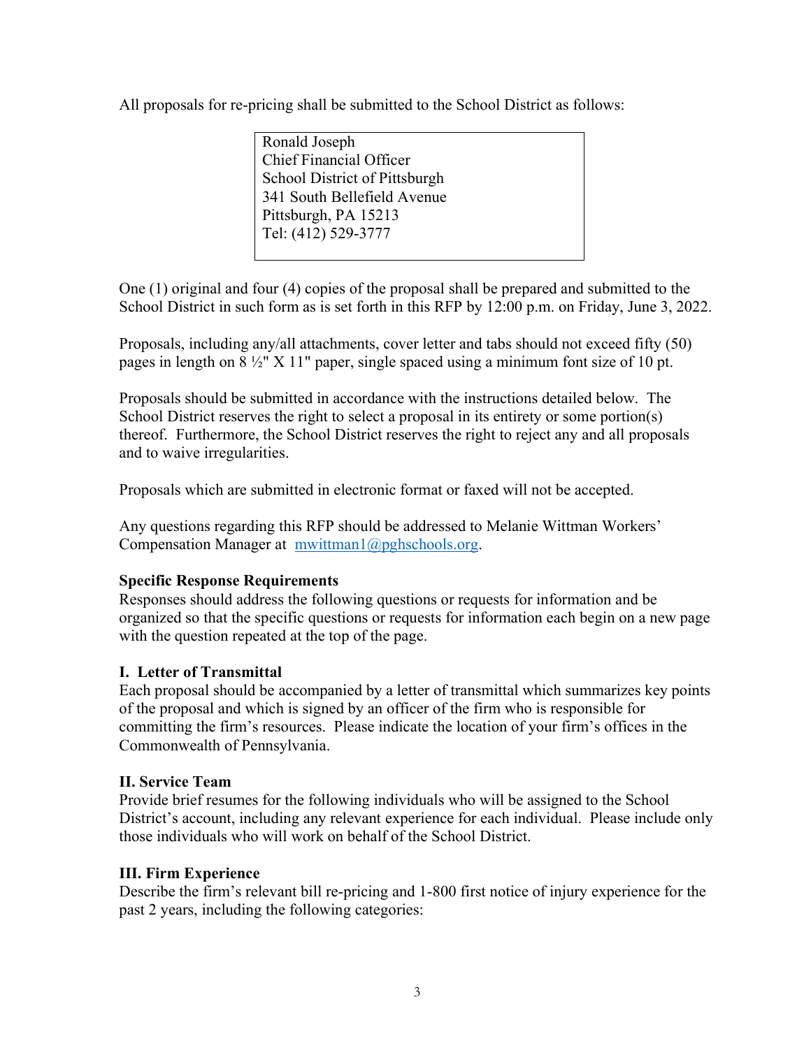All proposals for re-pricing shall be submitted to the School District as follows:

> Ronald Joseph
> Chief Financial Officer
> School District of Pittsburgh
> 341 South Bellefield Avenue
> Pittsburgh, PA 15213
> Tel: (412) 529-3777

One (1) original and four (4) copies of the proposal shall be prepared and submitted to the School District in such form as is set forth in this RFP by 12:00 p.m. on Friday, June 3, 2022.

Proposals, including any/all attachments, cover letter and tabs should not exceed fifty (50) pages in length on 8 ½" X 11" paper, single spaced using a minimum font size of 10 pt.

Proposals should be submitted in accordance with the instructions detailed below. The School District reserves the right to select a proposal in its entirety or some portion(s) thereof. Furthermore, the School District reserves the right to reject any and all proposals and to waive irregularities.

Proposals which are submitted in electronic format or faxed will not be accepted.

Any questions regarding this RFP should be addressed to Melanie Wittman Workers' Compensation Manager at mwittman1@pghschools.org.

**Specific Response Requirements**
Responses should address the following questions or requests for information and be organized so that the specific questions or requests for information each begin on a new page with the question repeated at the top of the page.

**I. Letter of Transmittal**
Each proposal should be accompanied by a letter of transmittal which summarizes key points of the proposal and which is signed by an officer of the firm who is responsible for committing the firm's resources. Please indicate the location of your firm's offices in the Commonwealth of Pennsylvania.

**II. Service Team**
Provide brief resumes for the following individuals who will be assigned to the School District's account, including any relevant experience for each individual. Please include only those individuals who will work on behalf of the School District.

**III. Firm Experience**
Describe the firm's relevant bill re-pricing and 1-800 first notice of injury experience for the past 2 years, including the following categories: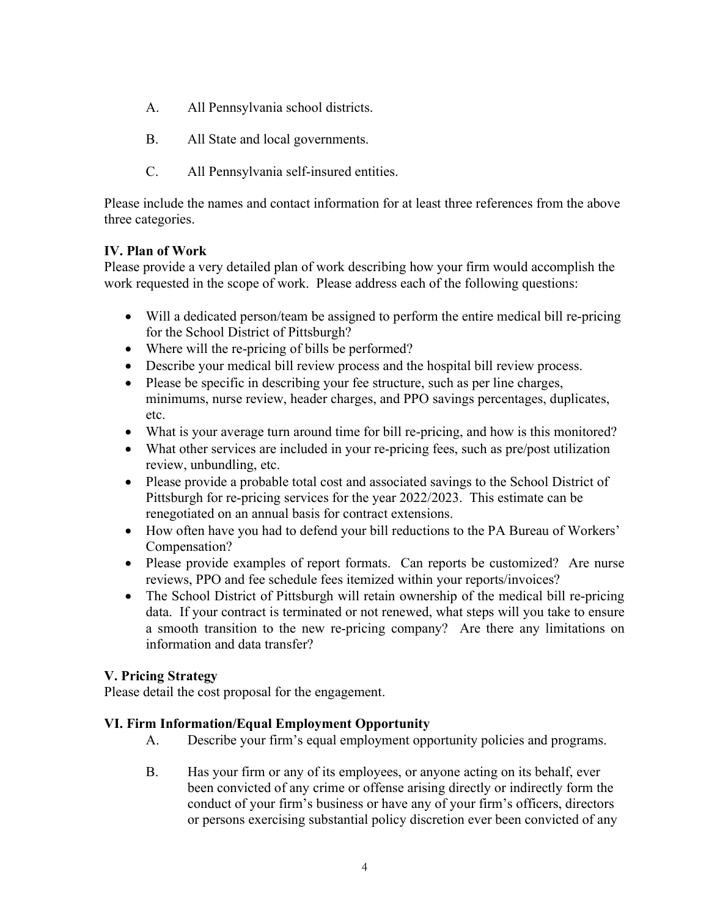A. All Pennsylvania school districts.

B. All State and local governments.

C. All Pennsylvania self-insured entities.

Please include the names and contact information for at least three references from the above three categories.

**IV. Plan of Work**

Please provide a very detailed plan of work describing how your firm would accomplish the work requested in the scope of work. Please address each of the following questions:

- Will a dedicated person/team be assigned to perform the entire medical bill re-pricing for the School District of Pittsburgh?
- Where will the re-pricing of bills be performed?
- Describe your medical bill review process and the hospital bill review process.
- Please be specific in describing your fee structure, such as per line charges, minimums, nurse review, header charges, and PPO savings percentages, duplicates, etc.
- What is your average turn around time for bill re-pricing, and how is this monitored?
- What other services are included in your re-pricing fees, such as pre/post utilization review, unbundling, etc.
- Please provide a probable total cost and associated savings to the School District of Pittsburgh for re-pricing services for the year 2022/2023. This estimate can be renegotiated on an annual basis for contract extensions.
- How often have you had to defend your bill reductions to the PA Bureau of Workers' Compensation?
- Please provide examples of report formats. Can reports be customized? Are nurse reviews, PPO and fee schedule fees itemized within your reports/invoices?
- The School District of Pittsburgh will retain ownership of the medical bill re-pricing data. If your contract is terminated or not renewed, what steps will you take to ensure a smooth transition to the new re-pricing company? Are there any limitations on information and data transfer?

**V. Pricing Strategy**

Please detail the cost proposal for the engagement.

**VI. Firm Information/Equal Employment Opportunity**

A. Describe your firm's equal employment opportunity policies and programs.

B. Has your firm or any of its employees, or anyone acting on its behalf, ever been convicted of any crime or offense arising directly or indirectly form the conduct of your firm's business or have any of your firm's officers, directors or persons exercising substantial policy discretion ever been convicted of any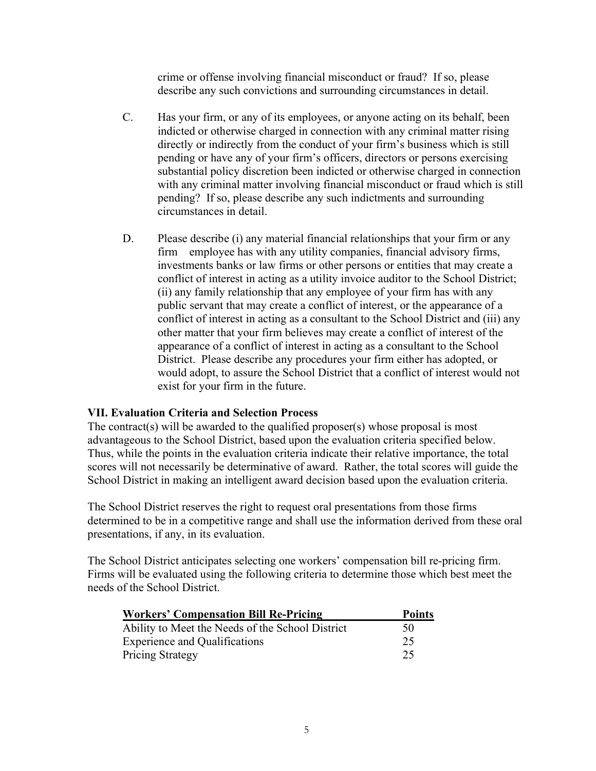crime or offense involving financial misconduct or fraud? If so, please describe any such convictions and surrounding circumstances in detail.

C. Has your firm, or any of its employees, or anyone acting on its behalf, been indicted or otherwise charged in connection with any criminal matter rising directly or indirectly from the conduct of your firm's business which is still pending or have any of your firm's officers, directors or persons exercising substantial policy discretion been indicted or otherwise charged in connection with any criminal matter involving financial misconduct or fraud which is still pending? If so, please describe any such indictments and surrounding circumstances in detail.

D. Please describe (i) any material financial relationships that your firm or any firm employee has with any utility companies, financial advisory firms, investments banks or law firms or other persons or entities that may create a conflict of interest in acting as a utility invoice auditor to the School District; (ii) any family relationship that any employee of your firm has with any public servant that may create a conflict of interest, or the appearance of a conflict of interest in acting as a consultant to the School District and (iii) any other matter that your firm believes may create a conflict of interest of the appearance of a conflict of interest in acting as a consultant to the School District. Please describe any procedures your firm either has adopted, or would adopt, to assure the School District that a conflict of interest would not exist for your firm in the future.

## VII. Evaluation Criteria and Selection Process

The contract(s) will be awarded to the qualified proposer(s) whose proposal is most advantageous to the School District, based upon the evaluation criteria specified below. Thus, while the points in the evaluation criteria indicate their relative importance, the total scores will not necessarily be determinative of award. Rather, the total scores will guide the School District in making an intelligent award decision based upon the evaluation criteria.

The School District reserves the right to request oral presentations from those firms determined to be in a competitive range and shall use the information derived from these oral presentations, if any, in its evaluation.

The School District anticipates selecting one workers' compensation bill re-pricing firm. Firms will be evaluated using the following criteria to determine those which best meet the needs of the School District.

| Workers' Compensation Bill Re-Pricing | Points |
|---|---|
| Ability to Meet the Needs of the School District | 50 |
| Experience and Qualifications | 25 |
| Pricing Strategy | 25 |